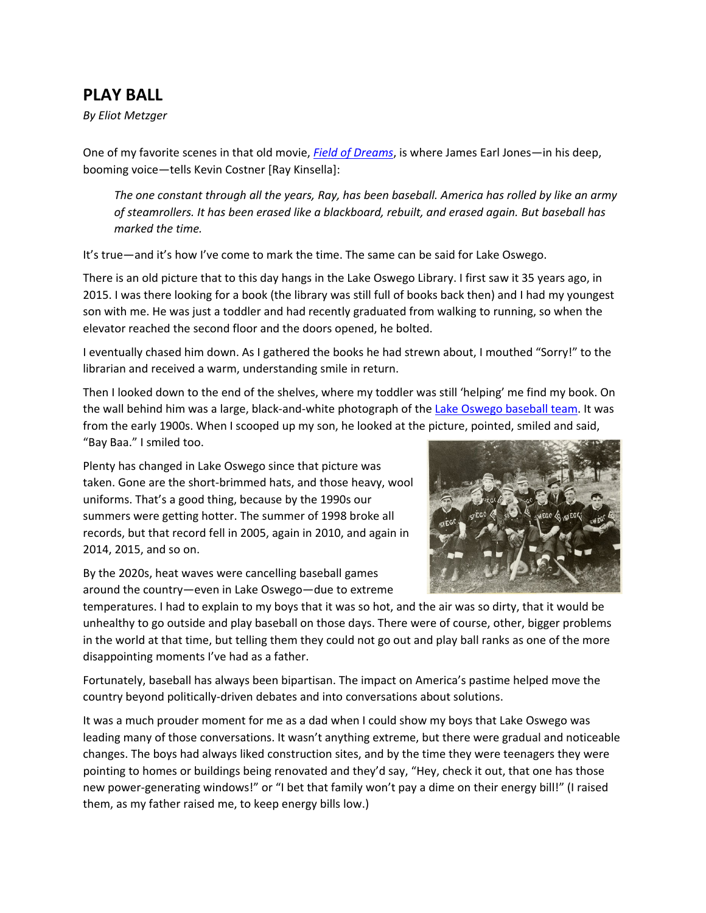## PLAY BALL

*By Eliot Metzger*

One of my favorite scenes in that old movie, *Field of Dreams*, is where James Earl Jones—in his deep, booming voice—tells Kevin Costner [Ray Kinsella]:

> *The one constant through all the years, Ray, has been baseball. America has rolled by like an army of steamrollers. It has been erased like a blackboard, rebuilt, and erased again. But baseball has marked the time.*

It's true—and it's how I've come to mark the time. The same can be said for Lake Oswego.

There is an old picture that to this day hangs in the Lake Oswego Library. I first saw it 35 years ago, in 2015. I was there looking for a book (the library was still full of books back then) and I had my youngest son with me. He was just a toddler and had recently graduated from walking to running, so when the elevator reached the second floor and the doors opened, he bolted.

I eventually chased him down. As I gathered the books he had strewn about, I mouthed "Sorry!" to the librarian and received a warm, understanding smile in return.

Then I looked down to the end of the shelves, where my toddler was still 'helping' me find my book. On the wall behind him was a large, black-and-white photograph of the Lake Oswego baseball team. It was from the early 1900s. When I scooped up my son, he looked at the picture, pointed, smiled and said, "Bay Baa." I smiled too.

Plenty has changed in Lake Oswego since that picture was taken. Gone are the short-brimmed hats, and those heavy, wool uniforms. That's a good thing, because by the 1990s our summers were getting hotter. The summer of 1998 broke all records, but that record fell in 2005, again in 2010, and again in 2014, 2015, and so on.

By the 2020s, heat waves were cancelling baseball games around the country—even in Lake Oswego—due to extreme temperatures. I had to explain to my boys that it was so hot, and the air was so dirty, that it would be unhealthy to go outside and play baseball on those days. There were of course, other, bigger problems in the world at that time, but telling them they could not go out and play ball ranks as one of the more disappointing moments I've had as a father.

Fortunately, baseball has always been bipartisan. The impact on America's pastime helped move the country beyond politically-driven debates and into conversations about solutions.

It was a much prouder moment for me as a dad when I could show my boys that Lake Oswego was leading many of those conversations. It wasn't anything extreme, but there were gradual and noticeable changes. The boys had always liked construction sites, and by the time they were teenagers they were pointing to homes or buildings being renovated and they'd say, "Hey, check it out, that one has those new power-generating windows!" or "I bet that family won't pay a dime on their energy bill!" (I raised them, as my father raised me, to keep energy bills low.)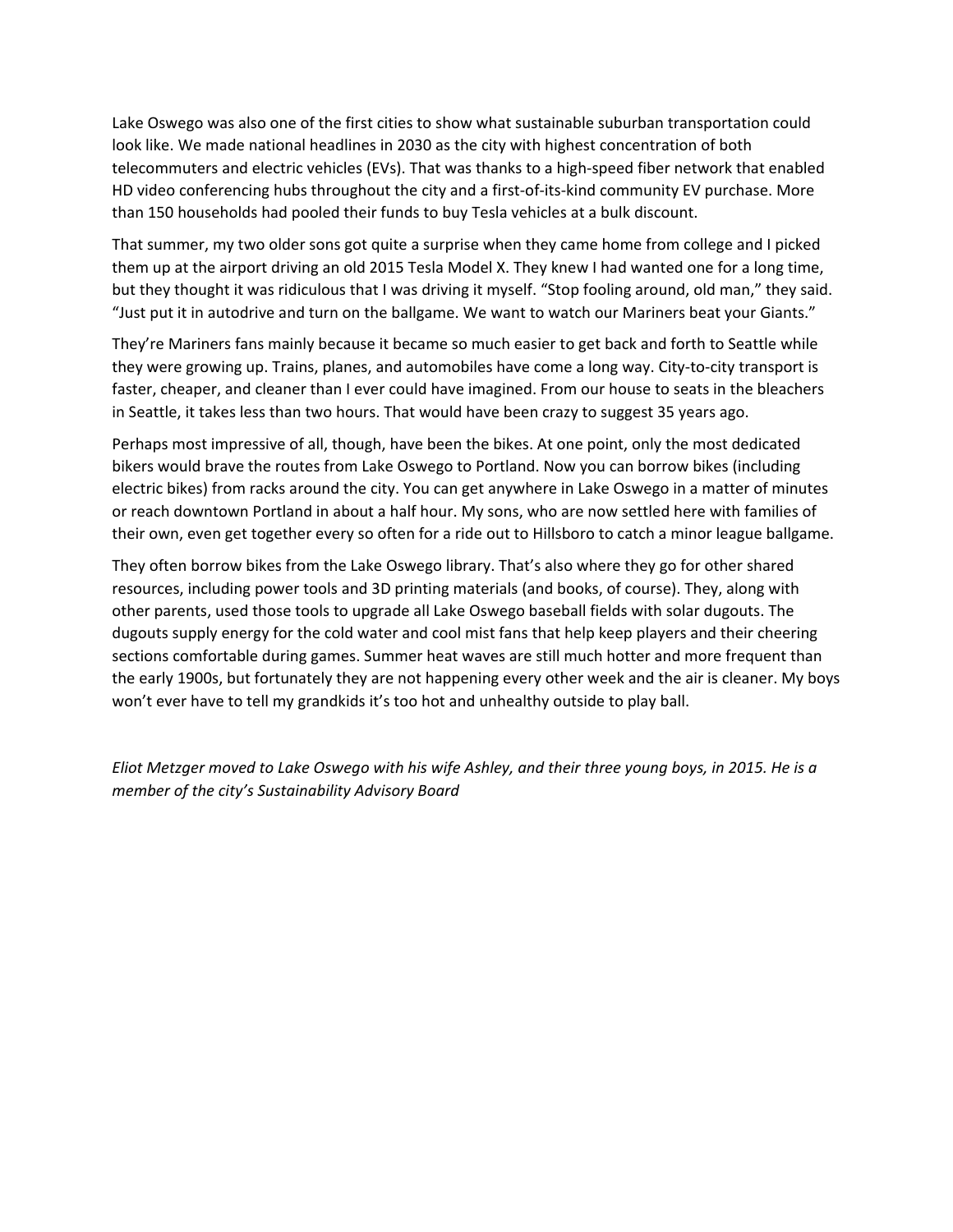Lake Oswego was also one of the first cities to show what sustainable suburban transportation could look like. We made national headlines in 2030 as the city with highest concentration of both telecommuters and electric vehicles (EVs). That was thanks to a high-speed fiber network that enabled HD video conferencing hubs throughout the city and a first-of-its-kind community EV purchase. More than 150 households had pooled their funds to buy Tesla vehicles at a bulk discount.

That summer, my two older sons got quite a surprise when they came home from college and I picked them up at the airport driving an old 2015 Tesla Model X. They knew I had wanted one for a long time, but they thought it was ridiculous that I was driving it myself. “Stop fooling around, old man,” they said. “Just put it in autodrive and turn on the ballgame. We want to watch our Mariners beat your Giants.”

They’re Mariners fans mainly because it became so much easier to get back and forth to Seattle while they were growing up. Trains, planes, and automobiles have come a long way. City-to-city transport is faster, cheaper, and cleaner than I ever could have imagined. From our house to seats in the bleachers in Seattle, it takes less than two hours. That would have been crazy to suggest 35 years ago.

Perhaps most impressive of all, though, have been the bikes. At one point, only the most dedicated bikers would brave the routes from Lake Oswego to Portland. Now you can borrow bikes (including electric bikes) from racks around the city. You can get anywhere in Lake Oswego in a matter of minutes or reach downtown Portland in about a half hour. My sons, who are now settled here with families of their own, even get together every so often for a ride out to Hillsboro to catch a minor league ballgame.

They often borrow bikes from the Lake Oswego library. That’s also where they go for other shared resources, including power tools and 3D printing materials (and books, of course). They, along with other parents, used those tools to upgrade all Lake Oswego baseball fields with solar dugouts. The dugouts supply energy for the cold water and cool mist fans that help keep players and their cheering sections comfortable during games. Summer heat waves are still much hotter and more frequent than the early 1900s, but fortunately they are not happening every other week and the air is cleaner. My boys won’t ever have to tell my grandkids it’s too hot and unhealthy outside to play ball.

*Eliot Metzger moved to Lake Oswego with his wife Ashley, and their three young boys, in 2015. He is a member of the city’s Sustainability Advisory Board*